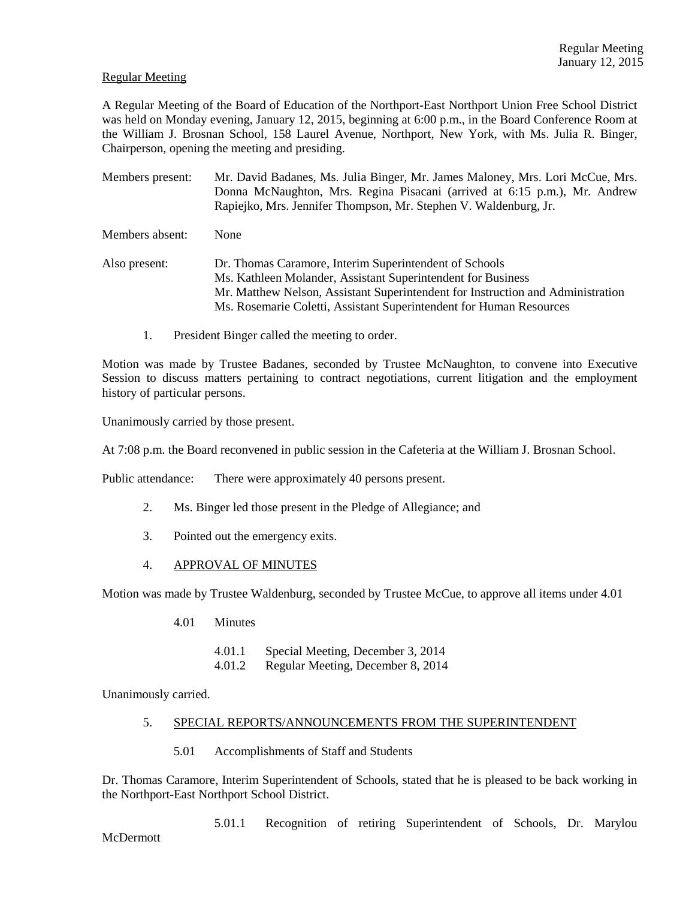Regular Meeting

A Regular Meeting of the Board of Education of the Northport-East Northport Union Free School District was held on Monday evening, January 12, 2015, beginning at 6:00 p.m., in the Board Conference Room at the William J. Brosnan School, 158 Laurel Avenue, Northport, New York, with Ms. Julia R. Binger, Chairperson, opening the meeting and presiding.

Members present: Mr. David Badanes, Ms. Julia Binger, Mr. James Maloney, Mrs. Lori McCue, Mrs. Donna McNaughton, Mrs. Regina Pisacani (arrived at 6:15 p.m.), Mr. Andrew Rapiejko, Mrs. Jennifer Thompson, Mr. Stephen V. Waldenburg, Jr.

Members absent: None

Also present: Dr. Thomas Caramore, Interim Superintendent of Schools
Ms. Kathleen Molander, Assistant Superintendent for Business
Mr. Matthew Nelson, Assistant Superintendent for Instruction and Administration
Ms. Rosemarie Coletti, Assistant Superintendent for Human Resources

1. President Binger called the meeting to order.

Motion was made by Trustee Badanes, seconded by Trustee McNaughton, to convene into Executive Session to discuss matters pertaining to contract negotiations, current litigation and the employment history of particular persons.

Unanimously carried by those present.

At 7:08 p.m. the Board reconvened in public session in the Cafeteria at the William J. Brosnan School.

Public attendance: There were approximately 40 persons present.

2. Ms. Binger led those present in the Pledge of Allegiance; and

3. Pointed out the emergency exits.

4. APPROVAL OF MINUTES

Motion was made by Trustee Waldenburg, seconded by Trustee McCue, to approve all items under 4.01

4.01 Minutes

4.01.1 Special Meeting, December 3, 2014
4.01.2 Regular Meeting, December 8, 2014

Unanimously carried.

5. SPECIAL REPORTS/ANNOUNCEMENTS FROM THE SUPERINTENDENT

5.01 Accomplishments of Staff and Students

Dr. Thomas Caramore, Interim Superintendent of Schools, stated that he is pleased to be back working in the Northport-East Northport School District.

5.01.1 Recognition of retiring Superintendent of Schools, Dr. Marylou McDermott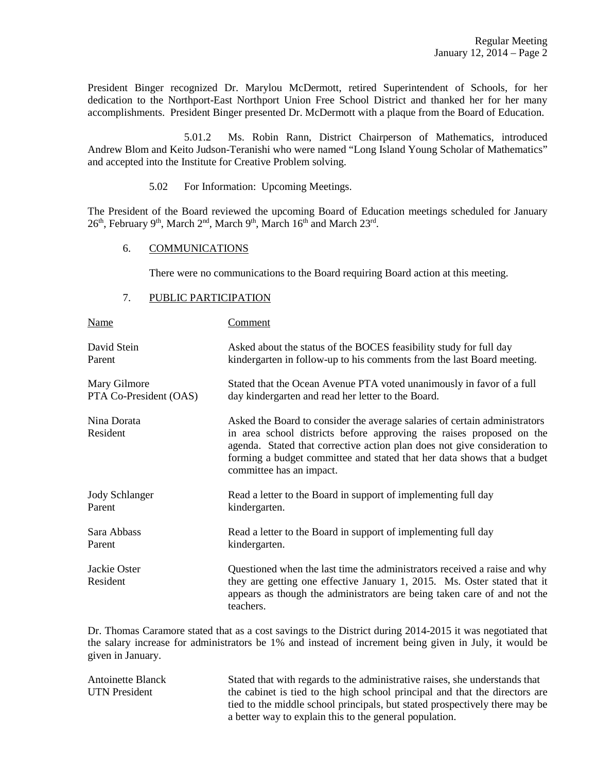President Binger recognized Dr. Marylou McDermott, retired Superintendent of Schools, for her dedication to the Northport-East Northport Union Free School District and thanked her for her many accomplishments. President Binger presented Dr. McDermott with a plaque from the Board of Education.

5.01.2 Ms. Robin Rann, District Chairperson of Mathematics, introduced Andrew Blom and Keito Judson-Teranishi who were named "Long Island Young Scholar of Mathematics" and accepted into the Institute for Creative Problem solving.

5.02 For Information: Upcoming Meetings.

The President of the Board reviewed the upcoming Board of Education meetings scheduled for January 26th, February 9th, March 2nd, March 9th, March 16th and March 23rd.

6. COMMUNICATIONS

There were no communications to the Board requiring Board action at this meeting.

7. PUBLIC PARTICIPATION

| Name | Comment |
|---|---|
| David Stein<br>Parent | Asked about the status of the BOCES feasibility study for full day kindergarten in follow-up to his comments from the last Board meeting. |
| Mary Gilmore<br>PTA Co-President (OAS) | Stated that the Ocean Avenue PTA voted unanimously in favor of a full day kindergarten and read her letter to the Board. |
| Nina Dorata<br>Resident | Asked the Board to consider the average salaries of certain administrators in area school districts before approving the raises proposed on the agenda. Stated that corrective action plan does not give consideration to forming a budget committee and stated that her data shows that a budget committee has an impact. |
| Jody Schlanger<br>Parent | Read a letter to the Board in support of implementing full day kindergarten. |
| Sara Abbass<br>Parent | Read a letter to the Board in support of implementing full day kindergarten. |
| Jackie Oster<br>Resident | Questioned when the last time the administrators received a raise and why they are getting one effective January 1, 2015. Ms. Oster stated that it appears as though the administrators are being taken care of and not the teachers. |

Dr. Thomas Caramore stated that as a cost savings to the District during 2014-2015 it was negotiated that the salary increase for administrators be 1% and instead of increment being given in July, it would be given in January.

| | |
|---|---|
| Antoinette Blanck<br>UTN President | Stated that with regards to the administrative raises, she understands that the cabinet is tied to the high school principal and that the directors are tied to the middle school principals, but stated prospectively there may be a better way to explain this to the general population. |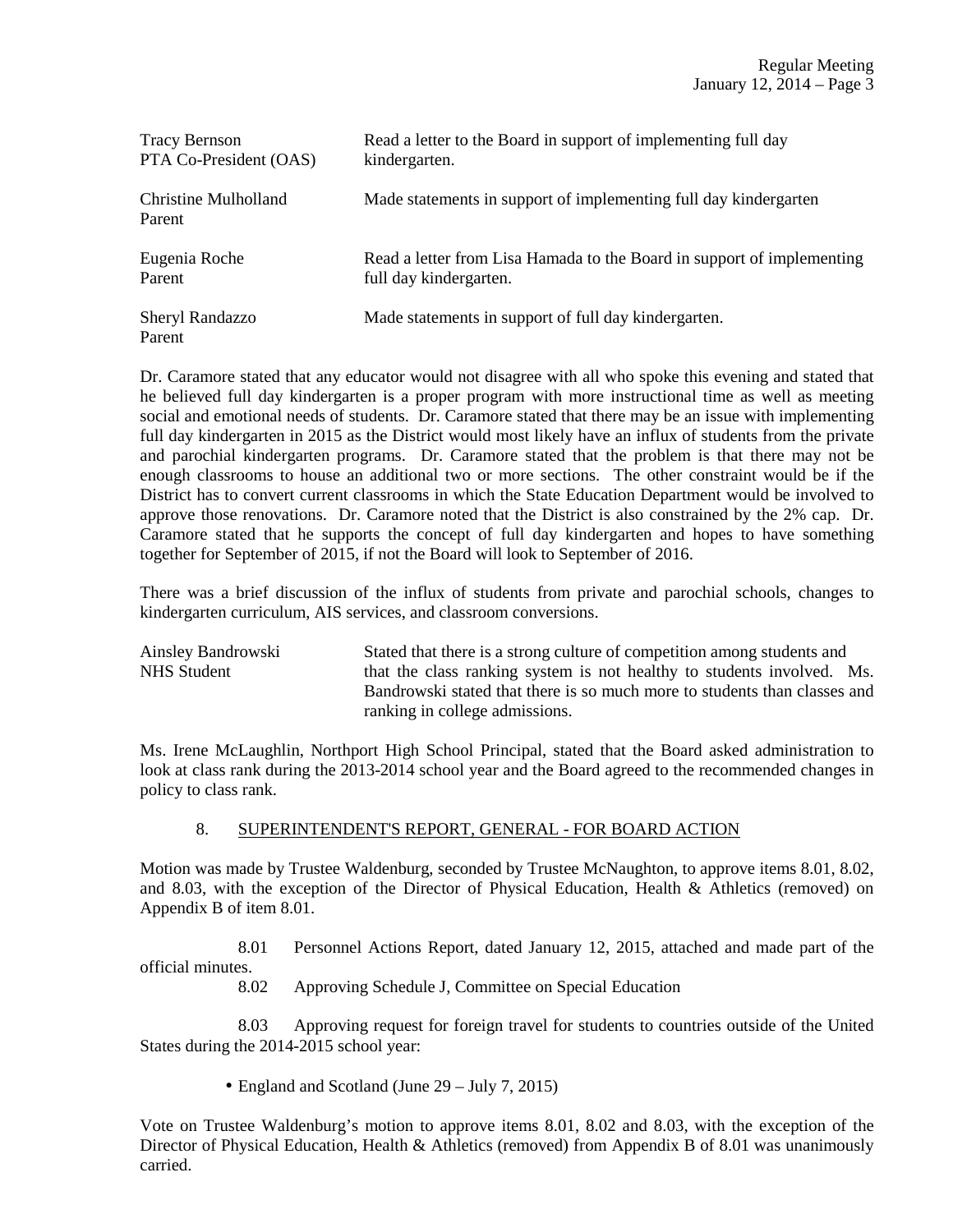| | |
|---|---|
| Tracy Bernson<br>PTA Co-President (OAS) | Read a letter to the Board in support of implementing full day kindergarten. |
| Christine Mulholland<br>Parent | Made statements in support of implementing full day kindergarten |
| Eugenia Roche<br>Parent | Read a letter from Lisa Hamada to the Board in support of implementing full day kindergarten. |
| Sheryl Randazzo<br>Parent | Made statements in support of full day kindergarten. |

Dr. Caramore stated that any educator would not disagree with all who spoke this evening and stated that he believed full day kindergarten is a proper program with more instructional time as well as meeting social and emotional needs of students. Dr. Caramore stated that there may be an issue with implementing full day kindergarten in 2015 as the District would most likely have an influx of students from the private and parochial kindergarten programs. Dr. Caramore stated that the problem is that there may not be enough classrooms to house an additional two or more sections. The other constraint would be if the District has to convert current classrooms in which the State Education Department would be involved to approve those renovations. Dr. Caramore noted that the District is also constrained by the 2% cap. Dr. Caramore stated that he supports the concept of full day kindergarten and hopes to have something together for September of 2015, if not the Board will look to September of 2016.

There was a brief discussion of the influx of students from private and parochial schools, changes to kindergarten curriculum, AIS services, and classroom conversions.

| | |
|---|---|
| Ainsley Bandrowski<br>NHS Student | Stated that there is a strong culture of competition among students and that the class ranking system is not healthy to students involved. Ms. Bandrowski stated that there is so much more to students than classes and ranking in college admissions. |

Ms. Irene McLaughlin, Northport High School Principal, stated that the Board asked administration to look at class rank during the 2013-2014 school year and the Board agreed to the recommended changes in policy to class rank.

8. SUPERINTENDENT'S REPORT, GENERAL - FOR BOARD ACTION

Motion was made by Trustee Waldenburg, seconded by Trustee McNaughton, to approve items 8.01, 8.02, and 8.03, with the exception of the Director of Physical Education, Health & Athletics (removed) on Appendix B of item 8.01.

8.01 Personnel Actions Report, dated January 12, 2015, attached and made part of the official minutes.

8.02 Approving Schedule J, Committee on Special Education

8.03 Approving request for foreign travel for students to countries outside of the United States during the 2014-2015 school year:

- England and Scotland (June 29 – July 7, 2015)

Vote on Trustee Waldenburg's motion to approve items 8.01, 8.02 and 8.03, with the exception of the Director of Physical Education, Health & Athletics (removed) from Appendix B of 8.01 was unanimously carried.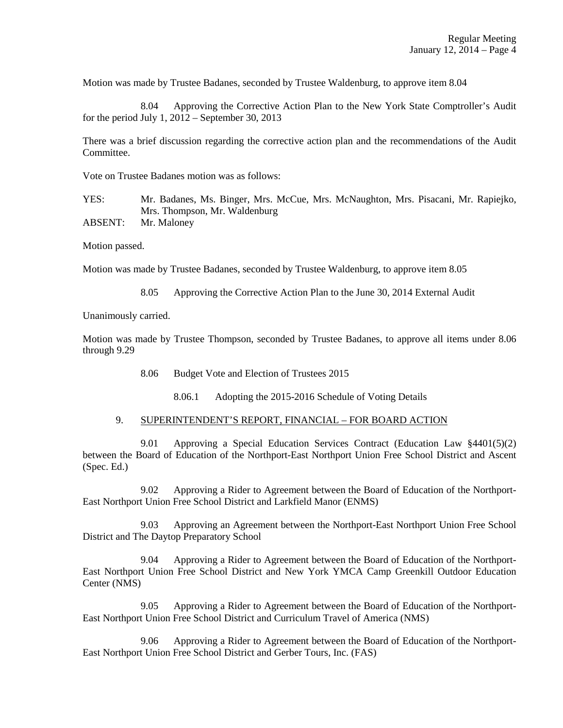Motion was made by Trustee Badanes, seconded by Trustee Waldenburg, to approve item 8.04

8.04 Approving the Corrective Action Plan to the New York State Comptroller's Audit for the period July 1, 2012 – September 30, 2013

There was a brief discussion regarding the corrective action plan and the recommendations of the Audit Committee.

Vote on Trustee Badanes motion was as follows:

YES: Mr. Badanes, Ms. Binger, Mrs. McCue, Mrs. McNaughton, Mrs. Pisacani, Mr. Rapiejko, Mrs. Thompson, Mr. Waldenburg

ABSENT: Mr. Maloney

Motion passed.

Motion was made by Trustee Badanes, seconded by Trustee Waldenburg, to approve item 8.05

8.05 Approving the Corrective Action Plan to the June 30, 2014 External Audit

Unanimously carried.

Motion was made by Trustee Thompson, seconded by Trustee Badanes, to approve all items under 8.06 through 9.29

8.06 Budget Vote and Election of Trustees 2015

8.06.1 Adopting the 2015-2016 Schedule of Voting Details

9. SUPERINTENDENT'S REPORT, FINANCIAL – FOR BOARD ACTION

9.01 Approving a Special Education Services Contract (Education Law §4401(5)(2) between the Board of Education of the Northport-East Northport Union Free School District and Ascent (Spec. Ed.)

9.02 Approving a Rider to Agreement between the Board of Education of the Northport-East Northport Union Free School District and Larkfield Manor (ENMS)

9.03 Approving an Agreement between the Northport-East Northport Union Free School District and The Daytop Preparatory School

9.04 Approving a Rider to Agreement between the Board of Education of the Northport-East Northport Union Free School District and New York YMCA Camp Greenkill Outdoor Education Center (NMS)

9.05 Approving a Rider to Agreement between the Board of Education of the Northport-East Northport Union Free School District and Curriculum Travel of America (NMS)

9.06 Approving a Rider to Agreement between the Board of Education of the Northport-East Northport Union Free School District and Gerber Tours, Inc. (FAS)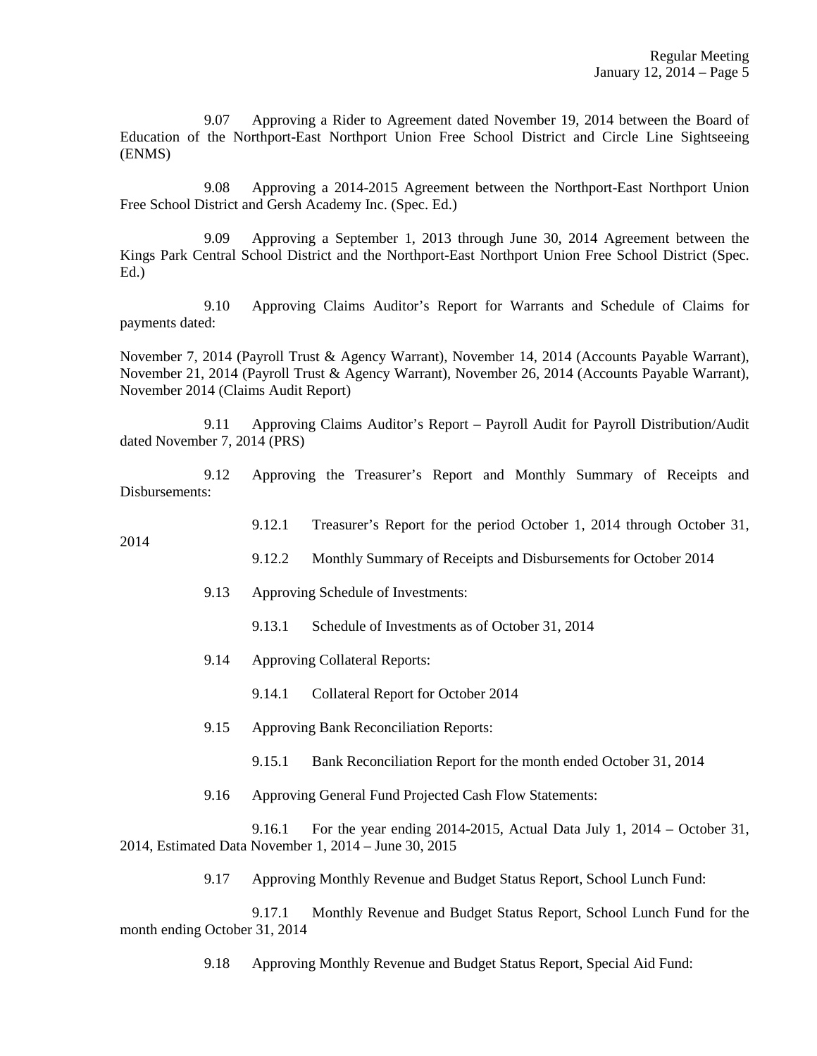9.07 Approving a Rider to Agreement dated November 19, 2014 between the Board of Education of the Northport-East Northport Union Free School District and Circle Line Sightseeing (ENMS)

9.08 Approving a 2014-2015 Agreement between the Northport-East Northport Union Free School District and Gersh Academy Inc. (Spec. Ed.)

9.09 Approving a September 1, 2013 through June 30, 2014 Agreement between the Kings Park Central School District and the Northport-East Northport Union Free School District (Spec. Ed.)

9.10 Approving Claims Auditor's Report for Warrants and Schedule of Claims for payments dated:

November 7, 2014 (Payroll Trust & Agency Warrant), November 14, 2014 (Accounts Payable Warrant), November 21, 2014 (Payroll Trust & Agency Warrant), November 26, 2014 (Accounts Payable Warrant), November 2014 (Claims Audit Report)

9.11 Approving Claims Auditor's Report – Payroll Audit for Payroll Distribution/Audit dated November 7, 2014 (PRS)

9.12 Approving the Treasurer's Report and Monthly Summary of Receipts and Disbursements:

9.12.1 Treasurer's Report for the period October 1, 2014 through October 31, 2014

9.12.2 Monthly Summary of Receipts and Disbursements for October 2014

9.13 Approving Schedule of Investments:

9.13.1 Schedule of Investments as of October 31, 2014

9.14 Approving Collateral Reports:

9.14.1 Collateral Report for October 2014

9.15 Approving Bank Reconciliation Reports:

9.15.1 Bank Reconciliation Report for the month ended October 31, 2014

9.16 Approving General Fund Projected Cash Flow Statements:

9.16.1 For the year ending 2014-2015, Actual Data July 1, 2014 – October 31, 2014, Estimated Data November 1, 2014 – June 30, 2015

9.17 Approving Monthly Revenue and Budget Status Report, School Lunch Fund:

9.17.1 Monthly Revenue and Budget Status Report, School Lunch Fund for the month ending October 31, 2014

9.18 Approving Monthly Revenue and Budget Status Report, Special Aid Fund: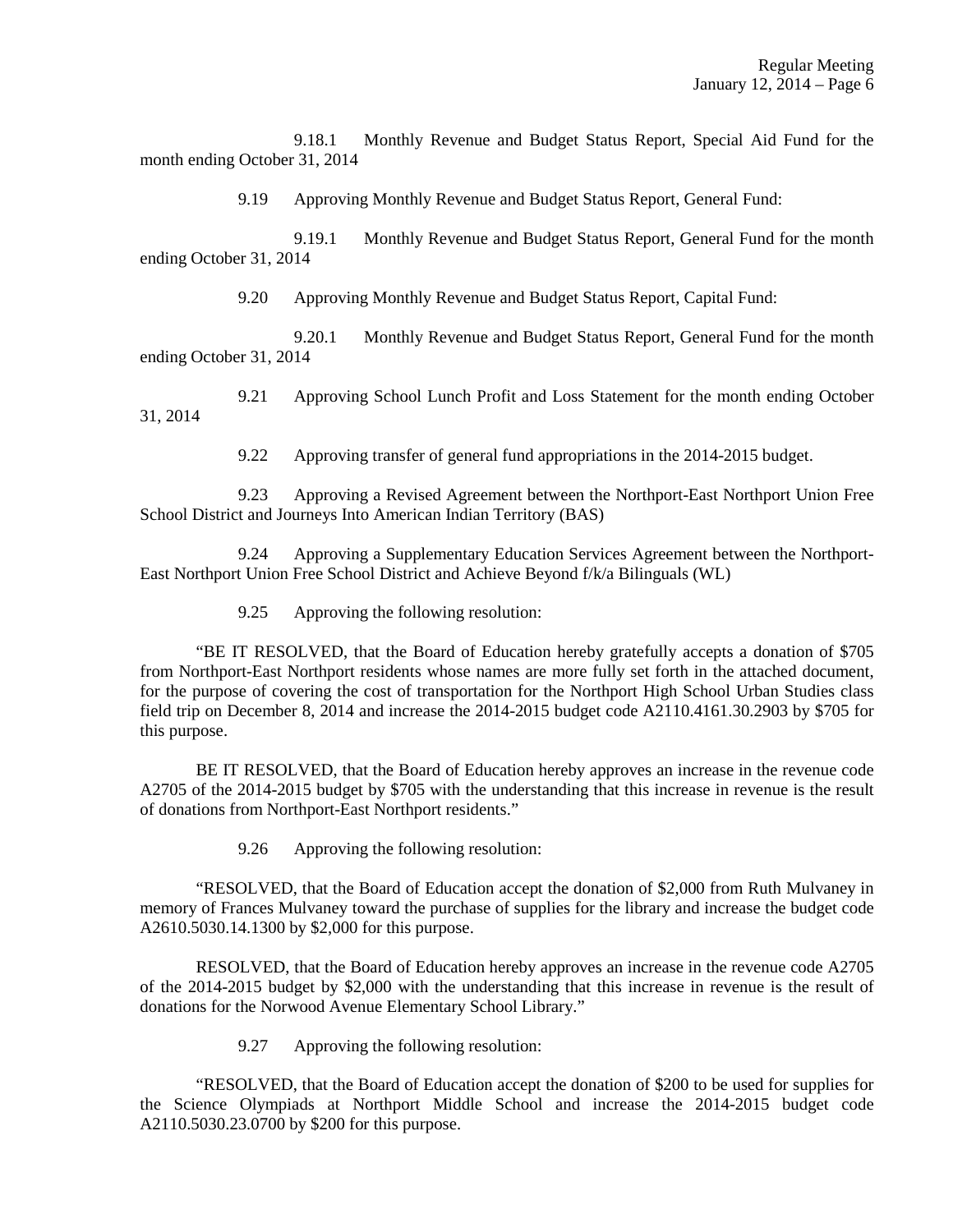9.18.1 Monthly Revenue and Budget Status Report, Special Aid Fund for the month ending October 31, 2014

9.19 Approving Monthly Revenue and Budget Status Report, General Fund:

9.19.1 Monthly Revenue and Budget Status Report, General Fund for the month ending October 31, 2014

9.20 Approving Monthly Revenue and Budget Status Report, Capital Fund:

9.20.1 Monthly Revenue and Budget Status Report, General Fund for the month ending October 31, 2014

9.21 Approving School Lunch Profit and Loss Statement for the month ending October 31, 2014

9.22 Approving transfer of general fund appropriations in the 2014-2015 budget.

9.23 Approving a Revised Agreement between the Northport-East Northport Union Free School District and Journeys Into American Indian Territory (BAS)

9.24 Approving a Supplementary Education Services Agreement between the Northport-East Northport Union Free School District and Achieve Beyond f/k/a Bilinguals (WL)

9.25 Approving the following resolution:

"BE IT RESOLVED, that the Board of Education hereby gratefully accepts a donation of $705 from Northport-East Northport residents whose names are more fully set forth in the attached document, for the purpose of covering the cost of transportation for the Northport High School Urban Studies class field trip on December 8, 2014 and increase the 2014-2015 budget code A2110.4161.30.2903 by $705 for this purpose.

BE IT RESOLVED, that the Board of Education hereby approves an increase in the revenue code A2705 of the 2014-2015 budget by $705 with the understanding that this increase in revenue is the result of donations from Northport-East Northport residents."

9.26 Approving the following resolution:

"RESOLVED, that the Board of Education accept the donation of $2,000 from Ruth Mulvaney in memory of Frances Mulvaney toward the purchase of supplies for the library and increase the budget code A2610.5030.14.1300 by $2,000 for this purpose.

RESOLVED, that the Board of Education hereby approves an increase in the revenue code A2705 of the 2014-2015 budget by $2,000 with the understanding that this increase in revenue is the result of donations for the Norwood Avenue Elementary School Library."

9.27 Approving the following resolution:

"RESOLVED, that the Board of Education accept the donation of $200 to be used for supplies for the Science Olympiads at Northport Middle School and increase the 2014-2015 budget code A2110.5030.23.0700 by $200 for this purpose.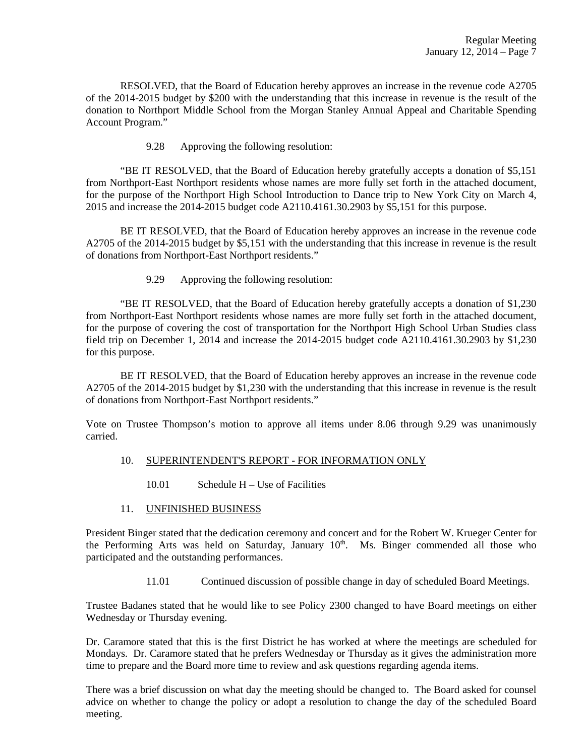RESOLVED, that the Board of Education hereby approves an increase in the revenue code A2705 of the 2014-2015 budget by $200 with the understanding that this increase in revenue is the result of the donation to Northport Middle School from the Morgan Stanley Annual Appeal and Charitable Spending Account Program."

9.28 Approving the following resolution:

"BE IT RESOLVED, that the Board of Education hereby gratefully accepts a donation of $5,151 from Northport-East Northport residents whose names are more fully set forth in the attached document, for the purpose of the Northport High School Introduction to Dance trip to New York City on March 4, 2015 and increase the 2014-2015 budget code A2110.4161.30.2903 by $5,151 for this purpose.

BE IT RESOLVED, that the Board of Education hereby approves an increase in the revenue code A2705 of the 2014-2015 budget by $5,151 with the understanding that this increase in revenue is the result of donations from Northport-East Northport residents."

9.29 Approving the following resolution:

"BE IT RESOLVED, that the Board of Education hereby gratefully accepts a donation of $1,230 from Northport-East Northport residents whose names are more fully set forth in the attached document, for the purpose of covering the cost of transportation for the Northport High School Urban Studies class field trip on December 1, 2014 and increase the 2014-2015 budget code A2110.4161.30.2903 by $1,230 for this purpose.

BE IT RESOLVED, that the Board of Education hereby approves an increase in the revenue code A2705 of the 2014-2015 budget by $1,230 with the understanding that this increase in revenue is the result of donations from Northport-East Northport residents."

Vote on Trustee Thompson's motion to approve all items under 8.06 through 9.29 was unanimously carried.

10. SUPERINTENDENT'S REPORT - FOR INFORMATION ONLY

10.01 Schedule H – Use of Facilities

11. UNFINISHED BUSINESS

President Binger stated that the dedication ceremony and concert and for the Robert W. Krueger Center for the Performing Arts was held on Saturday, January 10th. Ms. Binger commended all those who participated and the outstanding performances.

11.01 Continued discussion of possible change in day of scheduled Board Meetings.

Trustee Badanes stated that he would like to see Policy 2300 changed to have Board meetings on either Wednesday or Thursday evening.

Dr. Caramore stated that this is the first District he has worked at where the meetings are scheduled for Mondays. Dr. Caramore stated that he prefers Wednesday or Thursday as it gives the administration more time to prepare and the Board more time to review and ask questions regarding agenda items.

There was a brief discussion on what day the meeting should be changed to. The Board asked for counsel advice on whether to change the policy or adopt a resolution to change the day of the scheduled Board meeting.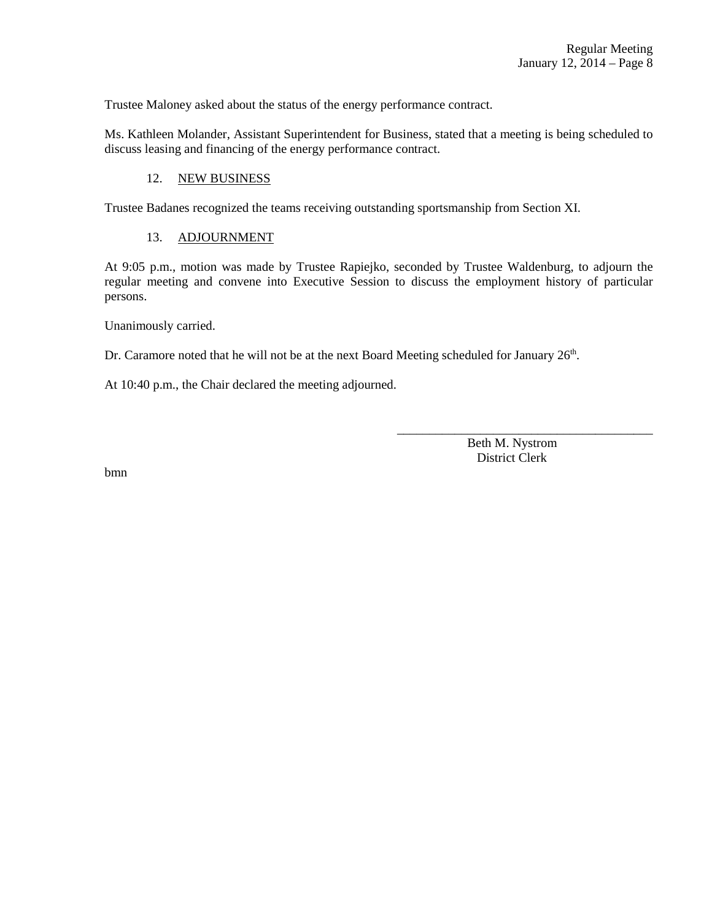Trustee Maloney asked about the status of the energy performance contract.

Ms. Kathleen Molander, Assistant Superintendent for Business, stated that a meeting is being scheduled to discuss leasing and financing of the energy performance contract.

12. NEW BUSINESS

Trustee Badanes recognized the teams receiving outstanding sportsmanship from Section XI.

13. ADJOURNMENT

At 9:05 p.m., motion was made by Trustee Rapiejko, seconded by Trustee Waldenburg, to adjourn the regular meeting and convene into Executive Session to discuss the employment history of particular persons.

Unanimously carried.

Dr. Caramore noted that he will not be at the next Board Meeting scheduled for January 26th.

At 10:40 p.m., the Chair declared the meeting adjourned.

\_\_\_\_\_\_\_\_\_\_\_\_\_\_\_\_\_\_\_\_\_\_\_\_\_\_\_\_\_\_\_\_\_\_\_\_\_\_\_\_

Beth M. Nystrom
District Clerk

bmn